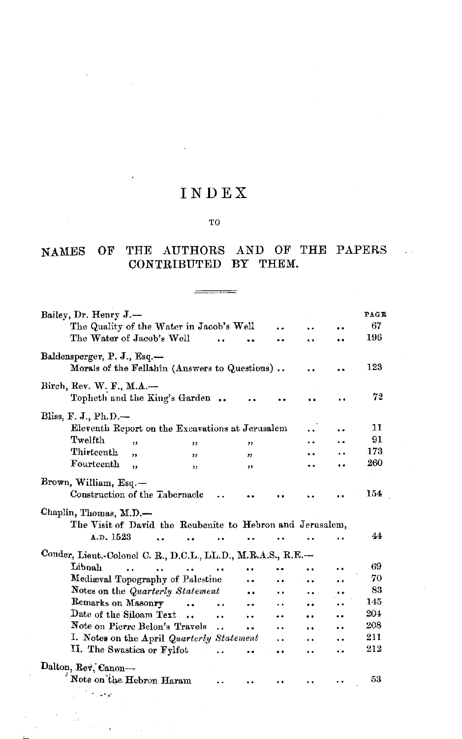# INDEX

TO

## NAMES OF THE AUTHORS AND OF THE PAPERS CONTRIBUTED BY THEM.

| | PAGE |
|---|---|
| **Bailey, Dr. Henry J.—** | |
| The Quality of the Water in Jacob's Well | 67 |
| The Water of Jacob's Well | 196 |
| **Baldensperger, P. J., Esq.—** | |
| Morals of the Fellahîn (Answers to Questions) | 123 |
| **Birch, Rev. W. F., M.A.—** | |
| Topheth and the King's Garden | 72 |
| **Bliss, F. J., Ph.D.—** | |
| Eleventh Report on the Excavations at Jerusalem | 11 |
| Twelfth ,, ,, ,, | 91 |
| Thirteenth ,, ,, ,, | 173 |
| Fourteenth ,, ,, ,, | 260 |
| **Brown, William, Esq.—** | |
| Construction of the Tabernacle | 154 |
| **Chaplin, Thomas, M.D.—** | |
| The Visit of David the Reubenite to Hebron and Jerusalem, A.D. 1523 | 44 |
| **Conder, Lieut.-Colonel C. R., D.C.L., LL.D., M.R.A.S., R.E.—** | |
| Libnah | 69 |
| Mediæval Topography of Palestine | 70 |
| Notes on the *Quarterly Statement* | 83 |
| Remarks on Masonry | 145 |
| Date of the Siloam Text | 204 |
| Note on Pierre Belon's Travels | 208 |
| I. Notes on the April *Quarterly Statement* | 211 |
| II. The Swastica or Fylfot | 212 |
| **Dalton, Rev. Canon—** | |
| Note on the Hebron Haram | 53 |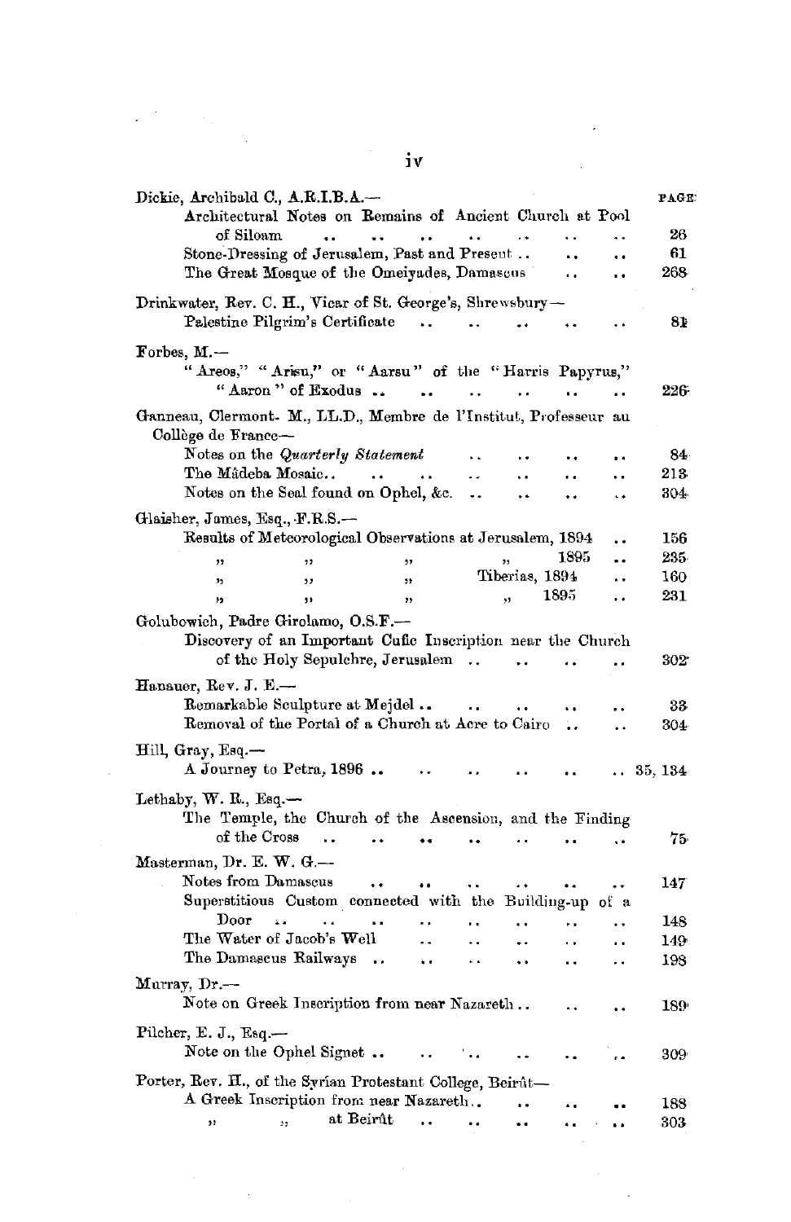| | PAGE |
|---|---|
| **Dickie, Archibald C., A.R.I.B.A.—** | |
| Architectural Notes on Remains of Ancient Church at Pool of Siloam .. .. .. .. .. .. | 26 |
| Stone-Dressing of Jerusalem, Past and Present .. .. .. | 61 |
| The Great Mosque of the Omeiyades, Damascus .. .. | 268 |
| **Drinkwater, Rev. C. H., Vicar of St. George's, Shrewsbury—** | |
| Palestine Pilgrim's Certificate .. .. .. .. .. | 81 |
| **Forbes, M.—** | |
| "Areos," "Arisu," or "Aarsu" of the "Harris Papyrus," "Aaron" of Exodus .. .. .. .. .. .. | 226 |
| **Ganneau, Clermont- M., LL.D., Membre de l'Institut, Professeur au Collège de France—** | |
| Notes on the *Quarterly Statement* .. .. .. .. | 84 |
| The Mâdeba Mosaic.. .. .. .. .. .. .. | 213 |
| Notes on the Seal found on Ophel, &c. .. .. .. .. | 304 |
| **Glaisher, James, Esq., F.R.S.—** | |
| Results of Meteorological Observations at Jerusalem, 1894 .. | 156 |
| ,, ,, ,, ,, 1895 .. | 235 |
| ,, ,, ,, Tiberias, 1894 .. | 160 |
| ,, ,, ,, ,, 1895 .. | 231 |
| **Golubowich, Padre Girolamo, O.S.F.—** | |
| Discovery of an Important Cufic Inscription near the Church of the Holy Sepulchre, Jerusalem .. .. .. .. | 302 |
| **Hanauer, Rev. J. E.—** | |
| Remarkable Sculpture at Mejdel .. .. .. .. .. | 33 |
| Removal of the Portal of a Church at Acre to Cairo .. .. | 304 |
| **Hill, Gray, Esq.—** | |
| A Journey to Petra, 1896 .. .. .. .. .. .. | 35, 134 |
| **Lethaby, W. R., Esq.—** | |
| The Temple, the Church of the Ascension, and the Finding of the Cross .. .. .. .. .. .. .. | 75 |
| **Masterman, Dr. E. W. G.—** | |
| Notes from Damascus .. .. .. .. .. .. | 147 |
| Superstitious Custom connected with the Building-up of a Door .. .. .. .. .. .. .. .. | 148 |
| The Water of Jacob's Well .. .. .. .. .. | 149 |
| The Damascus Railways .. .. .. .. .. .. | 198 |
| **Murray, Dr.—** | |
| Note on Greek Inscription from near Nazareth .. .. .. | 189 |
| **Pilcher, E. J., Esq.—** | |
| Note on the Ophel Signet .. .. .. .. .. .. | 309 |
| **Porter, Rev. H., of the Syrian Protestant College, Beirût—** | |
| A Greek Inscription from near Nazareth.. .. .. .. | 188 |
| ,, ,, at Beirût .. .. .. .. .. | 303 |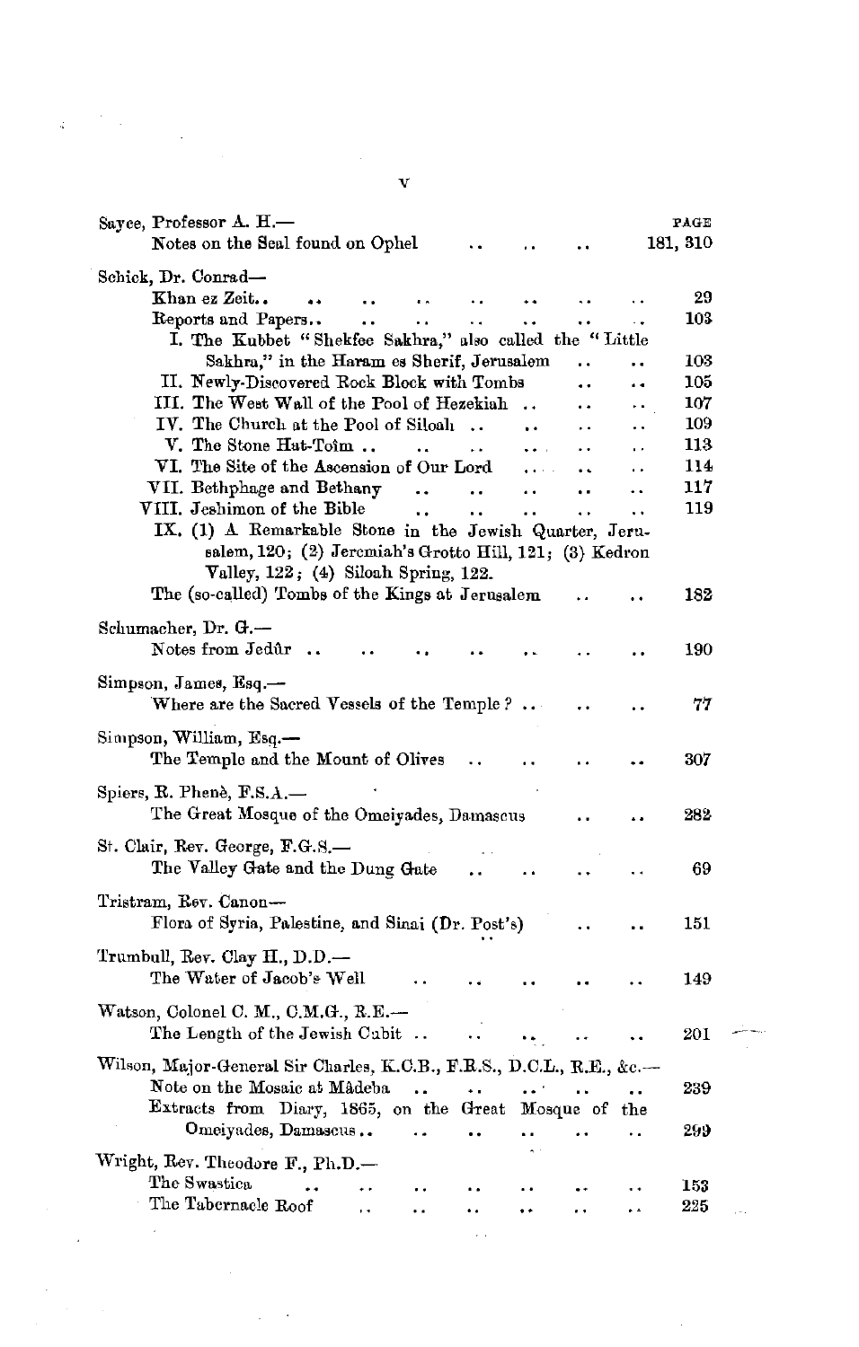| | PAGE |
|---|---|
| Sayce, Professor A. H.— | |
| Notes on the Seal found on Ophel | 181, 310 |
| Schick, Dr. Conrad— | |
| Khan ez Zeit | 29 |
| Reports and Papers | 103 |
| I. The Kubbet "Shekfee Sakhra," also called the "Little Sakhra," in the Haram es Sherif, Jerusalem | 103 |
| II. Newly-Discovered Rock Block with Tombs | 105 |
| III. The West Wall of the Pool of Hezekiah | 107 |
| IV. The Church at the Pool of Siloah | 109 |
| V. The Stone Hat-Toîm | 113 |
| VI. The Site of the Ascension of Our Lord | 114 |
| VII. Bethphage and Bethany | 117 |
| VIII. Jeshimon of the Bible | 119 |
| IX. (1) A Remarkable Stone in the Jewish Quarter, Jerusalem, 120; (2) Jeremiah's Grotto Hill, 121; (3) Kedron Valley, 122; (4) Siloah Spring, 122. | |
| The (so-called) Tombs of the Kings at Jerusalem | 182 |
| Schumacher, Dr. G.— | |
| Notes from Jedûr | 190 |
| Simpson, James, Esq.— | |
| Where are the Sacred Vessels of the Temple? | 77 |
| Simpson, William, Esq.— | |
| The Temple and the Mount of Olives | 307 |
| Spiers, R. Phenè, F.S.A.— | |
| The Great Mosque of the Omeiyades, Damascus | 282 |
| St. Clair, Rev. George, F.G.S.— | |
| The Valley Gate and the Dung Gate | 69 |
| Tristram, Rev. Canon— | |
| Flora of Syria, Palestine, and Sinai (Dr. Post's) | 151 |
| Trumbull, Rev. Clay H., D.D.— | |
| The Water of Jacob's Well | 149 |
| Watson, Colonel C. M., C.M.G., R.E.— | |
| The Length of the Jewish Cubit | 201 |
| Wilson, Major-General Sir Charles, K.C.B., F.R.S., D.C.L., R.E., &c.— | |
| Note on the Mosaic at Mâdeba | 239 |
| Extracts from Diary, 1865, on the Great Mosque of the Omeiyades, Damascus | 299 |
| Wright, Rev. Theodore F., Ph.D.— | |
| The Swastica | 153 |
| The Tabernacle Roof | 225 |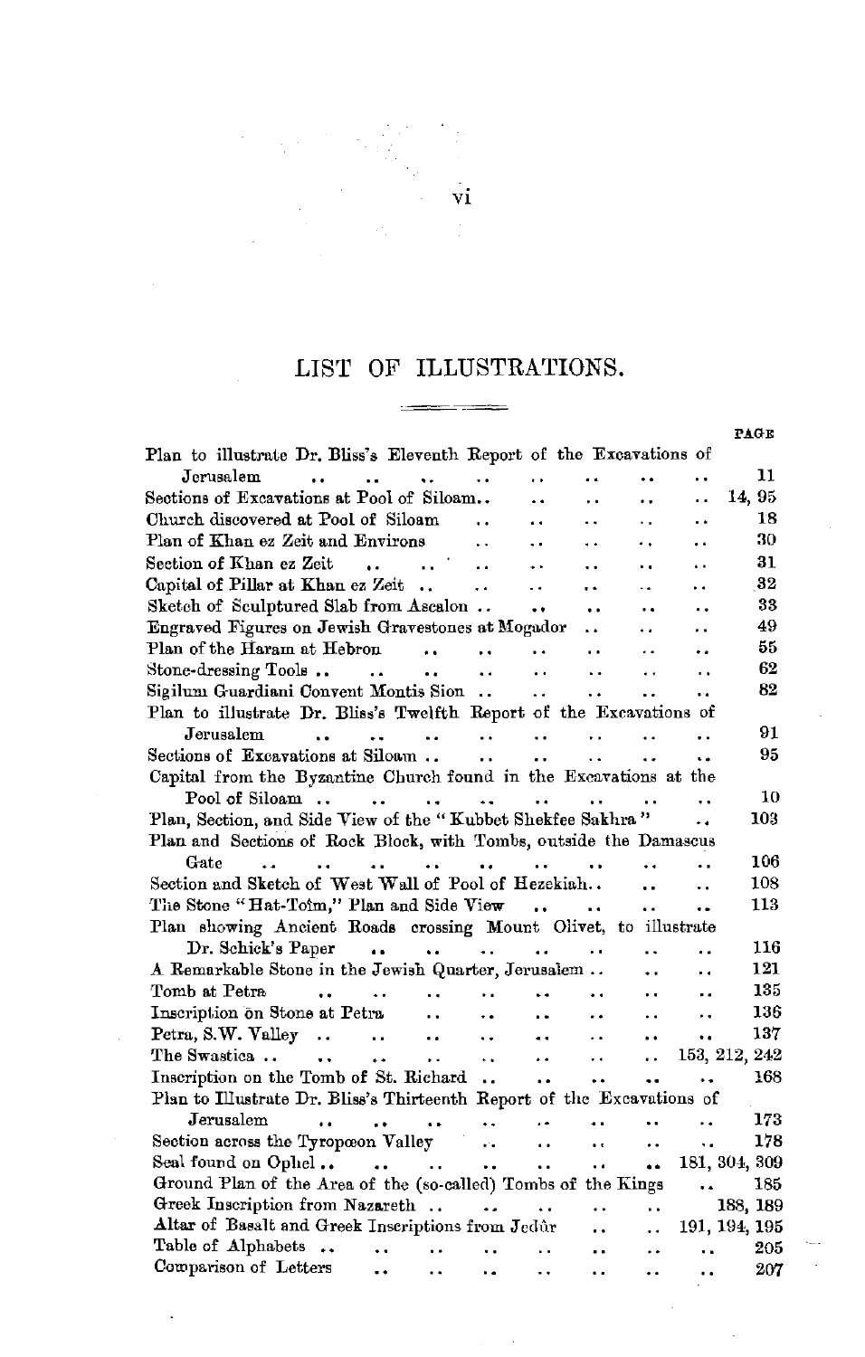# LIST OF ILLUSTRATIONS.

| | PAGE |
|---|---|
| Plan to illustrate Dr. Bliss's Eleventh Report of the Excavations of Jerusalem | 11 |
| Sections of Excavations at Pool of Siloam | 14, 95 |
| Church discovered at Pool of Siloam | 18 |
| Plan of Khan ez Zeit and Environs | 30 |
| Section of Khan ez Zeit | 31 |
| Capital of Pillar at Khan ez Zeit | 32 |
| Sketch of Sculptured Slab from Ascalon | 33 |
| Engraved Figures on Jewish Gravestones at Mogador | 49 |
| Plan of the Haram at Hebron | 55 |
| Stone-dressing Tools | 62 |
| Sigilum Guardiani Convent Montis Sion | 82 |
| Plan to illustrate Dr. Bliss's Twelfth Report of the Excavations of Jerusalem | 91 |
| Sections of Excavations at Siloam | 95 |
| Capital from the Byzantine Church found in the Excavations at the Pool of Siloam | 10 |
| Plan, Section, and Side View of the "Kubbet Shekfee Sakhra" | 103 |
| Plan and Sections of Rock Block, with Tombs, outside the Damascus Gate | 106 |
| Section and Sketch of West Wall of Pool of Hezekiah | 108 |
| The Stone "Hat-Toïm," Plan and Side View | 113 |
| Plan showing Ancient Roads crossing Mount Olivet, to illustrate Dr. Schick's Paper | 116 |
| A Remarkable Stone in the Jewish Quarter, Jerusalem | 121 |
| Tomb at Petra | 135 |
| Inscription on Stone at Petra | 136 |
| Petra, S.W. Valley | 137 |
| The Swastica | 153, 212, 242 |
| Inscription on the Tomb of St. Richard | 168 |
| Plan to Illustrate Dr. Bliss's Thirteenth Report of the Excavations of Jerusalem | 173 |
| Section across the Tyropœon Valley | 178 |
| Seal found on Ophel | 181, 304, 309 |
| Ground Plan of the Area of the (so-called) Tombs of the Kings | 185 |
| Greek Inscription from Nazareth | 188, 189 |
| Altar of Basalt and Greek Inscriptions from Jedûr | 191, 194, 195 |
| Table of Alphabets | 205 |
| Comparison of Letters | 207 |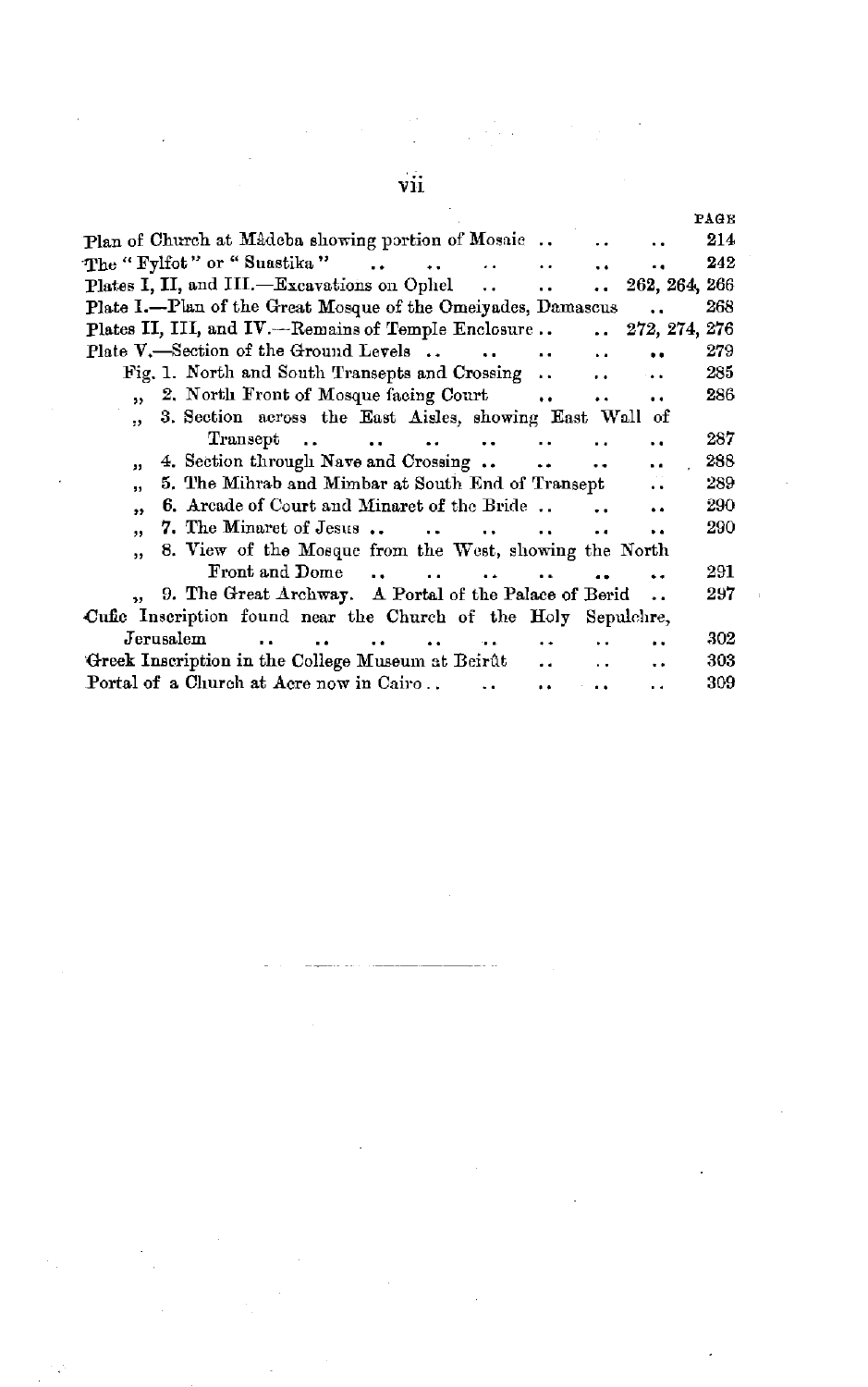| | PAGE |
|---|---|
| Plan of Church at Mâdeba showing portion of Mosaic .. .. .. | 214 |
| The "Fylfot" or "Suastika" .. .. .. .. .. .. | 242 |
| Plates I, II, and III.—Excavations on Ophel .. .. .. | 262, 264, 266 |
| Plate I.—Plan of the Great Mosque of the Omeiyades, Damascus .. | 268 |
| Plates II, III, and IV.—Remains of Temple Enclosure .. .. | 272, 274, 276 |
| Plate V.—Section of the Ground Levels .. .. .. .. .. | 279 |
| Fig. 1. North and South Transepts and Crossing .. .. .. | 285 |
| " 2. North Front of Mosque facing Court .. .. .. | 286 |
| " 3. Section across the East Aisles, showing East Wall of Transept .. .. .. .. .. .. .. | 287 |
| " 4. Section through Nave and Crossing .. .. .. .. | 288 |
| " 5. The Mihrab and Mimbar at South End of Transept .. | 289 |
| " 6. Arcade of Court and Minaret of the Bride .. .. .. | 290 |
| " 7. The Minaret of Jesus .. .. .. .. .. .. | 290 |
| " 8. View of the Mosque from the West, showing the North Front and Dome .. .. .. .. .. .. | 291 |
| " 9. The Great Archway. A Portal of the Palace of Berid .. | 297 |
| Cufic Inscription found near the Church of the Holy Sepulchre, Jerusalem .. .. .. .. .. .. .. .. .. | 302 |
| Greek Inscription in the College Museum at Beirût .. .. .. | 303 |
| Portal of a Church at Acre now in Cairo .. .. .. .. .. | 309 |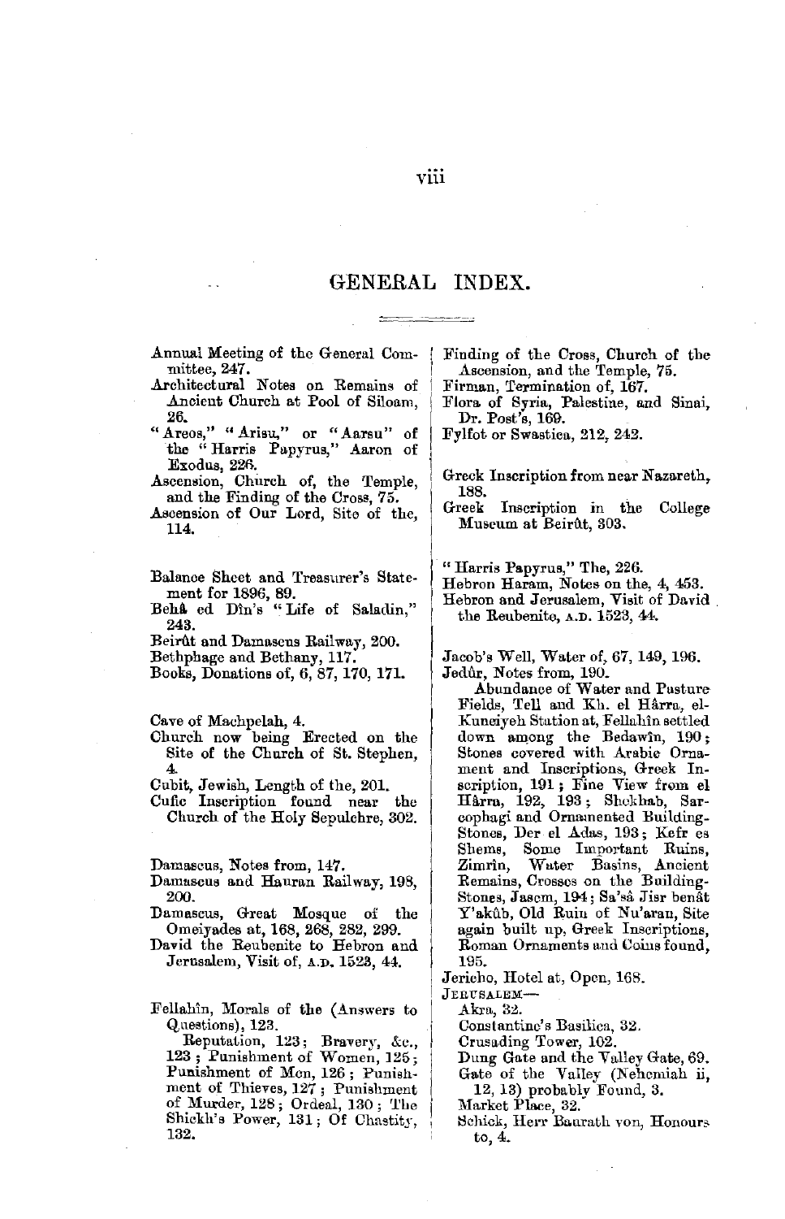# GENERAL INDEX.

Annual Meeting of the General Committee, 247.

Architectural Notes on Remains of Ancient Church at Pool of Siloam, 26.

"Areos," "Arisu," or "Aarsu" of the "Harris Papyrus," Aaron of Exodus, 226.

Ascension, Church of, the Temple, and the Finding of the Cross, 75.

Ascension of Our Lord, Site of the, 114.

Balance Sheet and Treasurer's Statement for 1896, 89.

Behâ ed Dîn's "Life of Saladin," 243.

Beirût and Damascus Railway, 200.

Bethphage and Bethany, 117.

Books, Donations of, 6, 87, 170, 171.

Cave of Machpelah, 4.

Church now being Erected on the Site of the Church of St. Stephen, 4.

Cubit, Jewish, Length of the, 201.

Cufic Inscription found near the Church of the Holy Sepulchre, 302.

Damascus, Notes from, 147.

Damascus and Hauran Railway, 198, 200.

Damascus, Great Mosque of the Omeiyades at, 168, 268, 282, 299.

David the Reubenite to Hebron and Jerusalem, Visit of, A.D. 1523, 44.

Fellahîn, Morals of the (Answers to Questions), 123.

Reputation, 123; Bravery, &c., 123; Punishment of Women, 125; Punishment of Men, 126; Punishment of Thieves, 127; Punishment of Murder, 128; Ordeal, 130; The Sheikh's Power, 131; Of Chastity, 132.

Finding of the Cross, Church of the Ascension, and the Temple, 75.

Firman, Termination of, 167.

Flora of Syria, Palestine, and Sinai, Dr. Post's, 169.

Fylfot or Swastica, 212, 242.

Greek Inscription from near Nazareth, 188.

Greek Inscription in the College Museum at Beirût, 303.

"Harris Papyrus," The, 226.

Hebron Haram, Notes on the, 4, 453.

Hebron and Jerusalem, Visit of David the Reubenite, A.D. 1523, 44.

Jacob's Well, Water of, 67, 149, 196.

Jedûr, Notes from, 190.

Abundance of Water and Pasture Fields, Tell and Kh. el Hârra, el-Kuneiyeh Station at, Fellahîn settled down among the Bedawîn, 190; Stones covered with Arabic Ornament and Inscriptions, Greek Inscription, 191; Fine View from el Hârra, 192, 193; Sheikhab, Sarcophagi and Ornamented Building-Stones, Der el Adas, 193; Kefr es Shems, Some Important Ruins, Zimrîn, Water Basins, Ancient Remains, Crosses on the Building-Stones, Jasem, 194; Sa'sâ Jisr benât Y'akûb, Old Ruin of Nu'aran, Site again built up, Greek Inscriptions, Roman Ornaments and Coins found, 195.

Jericho, Hotel at, Open, 168.

JERUSALEM—

Akra, 32.

Constantine's Basilica, 32.

Crusading Tower, 102.

Dung Gate and the Valley Gate, 69.

Gate of the Valley (Nehemiah ii, 12, 13) probably Found, 3.

Market Place, 32.

Schick, Herr Baurath von, Honours to, 4.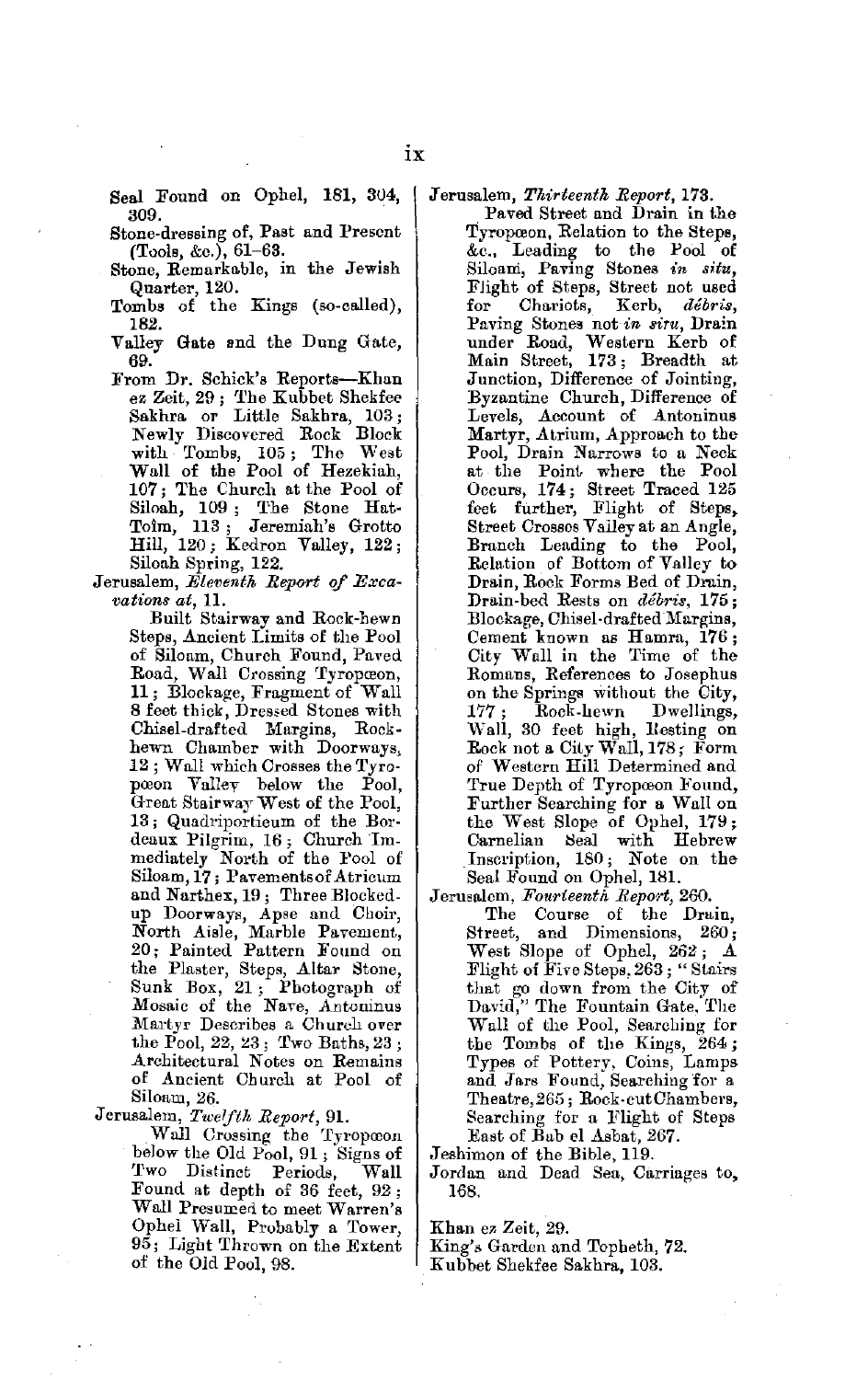Seal Found on Ophel, 181, 304, 309.
Stone-dressing of, Past and Present (Tools, &c.), 61–63.
Stone, Remarkable, in the Jewish Quarter, 120.
Tombs of the Kings (so-called), 182.
Valley Gate and the Dung Gate, 69.
From Dr. Schick's Reports—Khan ez Zeit, 29; The Kubbet Shekfee Sakhra or Little Sakhra, 103; Newly Discovered Rock Block with Tombs, 105; The West Wall of the Pool of Hezekiah, 107; The Church at the Pool of Siloah, 109; The Stone Hat-Toîm, 113; Jeremiah's Grotto Hill, 120; Kedron Valley, 122; Siloah Spring, 122.

Jerusalem, *Eleventh Report of Excavations at*, 11.
Built Stairway and Rock-hewn Steps, Ancient Limits of the Pool of Siloam, Church Found, Paved Road, Wall Crossing Tyropœon, 11; Blockage, Fragment of Wall 8 feet thick, Dressed Stones with Chisel-drafted Margins, Rock-hewn Chamber with Doorways, 12; Wall which Crosses the Tyropœon Valley below the Pool, Great Stairway West of the Pool, 13; Quadriporticum of the Bordeaux Pilgrim, 16; Church Immediately North of the Pool of Siloam, 17; Pavements of Atricum and Narthex, 19; Three Blocked-up Doorways, Apse and Choir, North Aisle, Marble Pavement, 20; Painted Pattern Found on the Plaster, Steps, Altar Stone, Sunk Box, 21; Photograph of Mosaic of the Nave, Antoninus Martyr Describes a Church over the Pool, 22, 23; Two Baths, 23; Architectural Notes on Remains of Ancient Church at Pool of Siloam, 26.

Jerusalem, *Twelfth Report*, 91.
Wall Crossing the Tyropœon below the Old Pool, 91; Signs of Two Distinct Periods, Wall Found at depth of 36 feet, 92; Wall Presumed to meet Warren's Ophel Wall, Probably a Tower, 95; Light Thrown on the Extent of the Old Pool, 98.

Jerusalem, *Thirteenth Report*, 173.
Paved Street and Drain in the Tyropœon, Relation to the Steps, &c., Leading to the Pool of Siloam, Paving Stones *in situ*, Flight of Steps, Street not used for Chariots, Kerb, *débris*, Paving Stones not *in situ*, Drain under Road, Western Kerb of Main Street, 173; Breadth at Junction, Difference of Jointing, Byzantine Church, Difference of Levels, Account of Antoninus Martyr, Atrium, Approach to the Pool, Drain Narrows to a Neck at the Point where the Pool Occurs, 174; Street Traced 125 feet further, Flight of Steps, Street Crosses Valley at an Angle, Branch Leading to the Pool, Relation of Bottom of Valley to Drain, Rock Forms Bed of Drain, Drain-bed Rests on *débris*, 175; Blockage, Chisel-drafted Margins, Cement known as Hamra, 176; City Wall in the Time of the Romans, References to Josephus on the Springs without the City, 177; Rock-hewn Dwellings, Wall, 30 feet high, Resting on Rock not a City Wall, 178; Form of Western Hill Determined and True Depth of Tyropœon Found, Further Searching for a Wall on the West Slope of Ophel, 179; Carnelian Seal with Hebrew Inscription, 180; Note on the Seal Found on Ophel, 181.

Jerusalem, *Fourteenth Report*, 260.
The Course of the Drain, Street, and Dimensions, 260; West Slope of Ophel, 262; A Flight of Five Steps, 263; "Stairs that go down from the City of David," The Fountain Gate, The Wall of the Pool, Searching for the Tombs of the Kings, 264; Types of Pottery, Coins, Lamps and Jars Found, Searching for a Theatre, 265; Rock-cut Chambers, Searching for a Flight of Steps East of Bab el Asbat, 267.

Jeshimon of the Bible, 119.
Jordan and Dead Sea, Carriages to, 168.

Khan ez Zeit, 29.
King's Garden and Topheth, 72.
Kubbet Shekfee Sakhra, 103.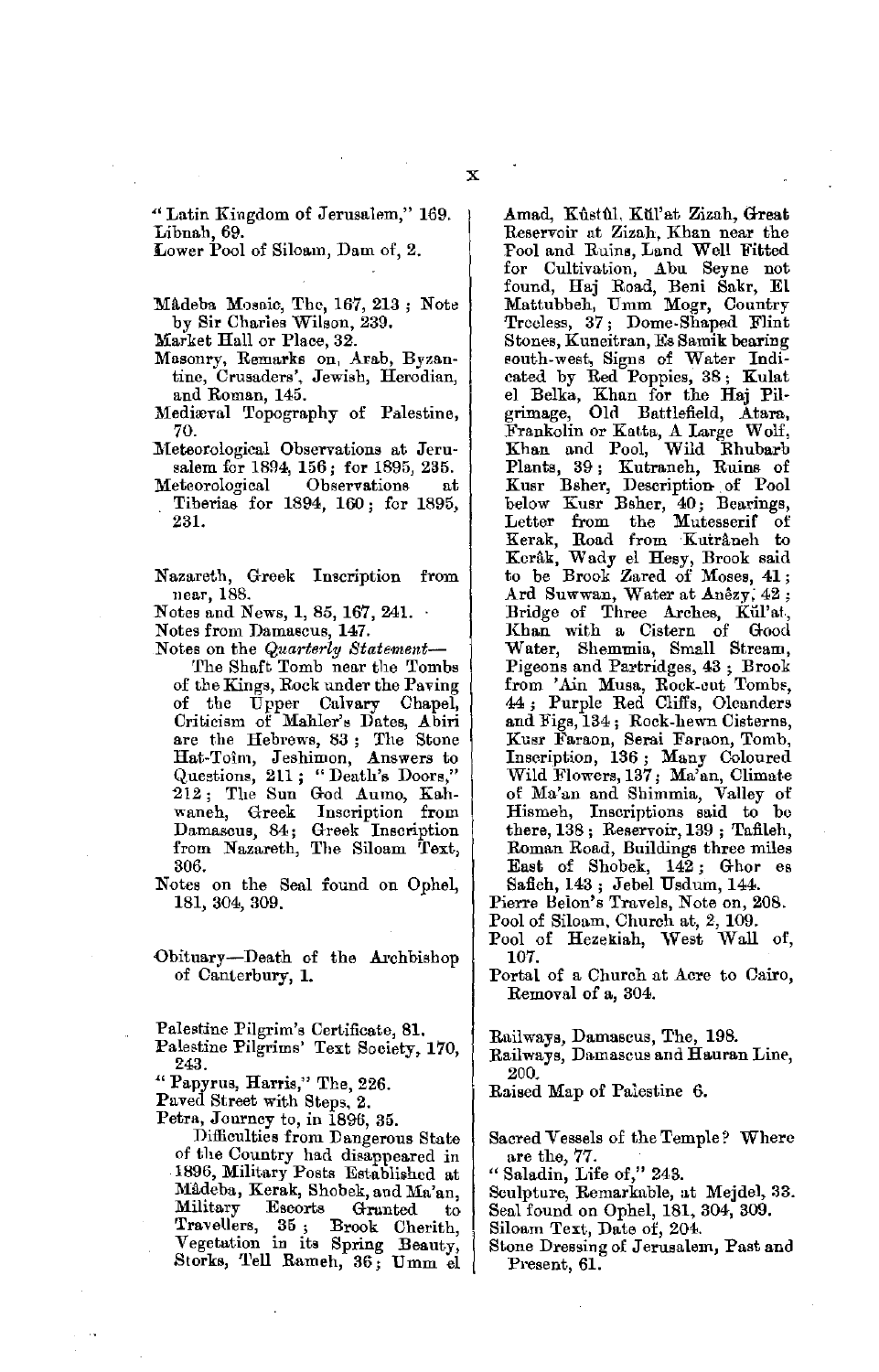"Latin Kingdom of Jerusalem," 169.
Libnah, 69.
Lower Pool of Siloam, Dam of, 2.

Mâdeba Mosaic, The, 167, 213 ; Note by Sir Charles Wilson, 239.
Market Hall or Place, 32.
Masonry, Remarks on, Arab, Byzantine, Crusaders', Jewish, Herodian, and Roman, 145.
Mediæval Topography of Palestine, 70.
Meteorological Observations at Jerusalem for 1894, 156 ; for 1895, 235.
Meteorological Observations at Tiberias for 1894, 160 ; for 1895, 231.

Nazareth, Greek Inscription from near, 188.
Notes and News, 1, 85, 167, 241.
Notes from Damascus, 147.
Notes on the *Quarterly Statement*—
The Shaft Tomb near the Tombs of the Kings, Rock under the Paving of the Upper Calvary Chapel, Criticism of Mahler's Dates, Abiri are the Hebrews, 83 ; The Stone Hat-Toîm, Jeshimon, Answers to Questions, 211 ; "Death's Doors," 212 ; The Sun God Aumo, Kahwaneh, Greek Inscription from Damascus, 84 ; Greek Inscription from Nazareth, The Siloam Text, 306.
Notes on the Seal found on Ophel, 181, 304, 309.

Obituary—Death of the Archbishop of Canterbury, 1.

Palestine Pilgrim's Certificate, 81.
Palestine Pilgrims' Text Society, 170, 243.
"Papyrus, Harris," The, 226.
Paved Street with Steps, 2.
Petra, Journey to, in 1896, 35.
Difficulties from Dangerous State of the Country had disappeared in 1896, Military Posts Established at Mâdeba, Kerak, Shobek, and Ma'an, Military Escorts Granted to Travellers, 35 ; Brook Cherith, Vegetation in its Spring Beauty, Storks, Tell Rameh, 36 ; Umm el Amad, Kûstûl, Kûl'at Zizah, Great Reservoir at Zizah, Khan near the Pool and Ruins, Land Well Fitted for Cultivation, Abu Seyne not found, Haj Road, Beni Sakr, El Mattubbeh, Umm Mogr, Country Treeless, 37 ; Dome-Shaped Flint Stones, Kuneitran, Es Samik bearing south-west, Signs of Water Indicated by Red Poppies, 38 ; Kulat el Belka, Khan for the Haj Pilgrimage, Old Battlefield, Atara, Frankolin or Katta, A Large Wolf, Khan and Pool, Wild Rhubarb Plants, 39 ; Kutraneh, Ruins of Kusr Bsher, Description of Pool below Kusr Bsher, 40 ; Bearings, Letter from the Mutesserif of Kerak, Road from Kutrâneh to Kerâk, Wady el Hesy, Brook said to be Brook Zared of Moses, 41 ; Ard Suwwan, Water at Anêzy, 42 ; Bridge of Three Arches, Kûl'at, Khan with a Cistern of Good Water, Shemmia, Small Stream, Pigeons and Partridges, 43 ; Brook from 'Ain Musa, Rock-cut Tombs, 44 ; Purple Red Cliffs, Oleanders and Figs, 134 ; Rock-hewn Cisterns, Kusr Faraon, Serai Faraon, Tomb, Inscription, 136 ; Many Coloured Wild Flowers, 137 ; Ma'an, Climate of Ma'an and Shimmia, Valley of Hismeh, Inscriptions said to be there, 138 ; Reservoir, 139 ; Tafileh, Roman Road, Buildings three miles East of Shobek, 142 ; Ghor es Safieh, 143 ; Jebel Usdum, 144.
Pierre Belon's Travels, Note on, 208.
Pool of Siloam, Church at, 2, 109.
Pool of Hezekiah, West Wall of, 107.
Portal of a Church at Acre to Cairo, Removal of a, 304.

Railways, Damascus, The, 198.
Railways, Damascus and Hauran Line, 200.
Raised Map of Palestine 6.

Sacred Vessels of the Temple? Where are the, 77.
"Saladin, Life of," 243.
Sculpture, Remarkable, at Mejdel, 33.
Seal found on Ophel, 181, 304, 309.
Siloam Text, Date of, 204.
Stone Dressing of Jerusalem, Past and Present, 61.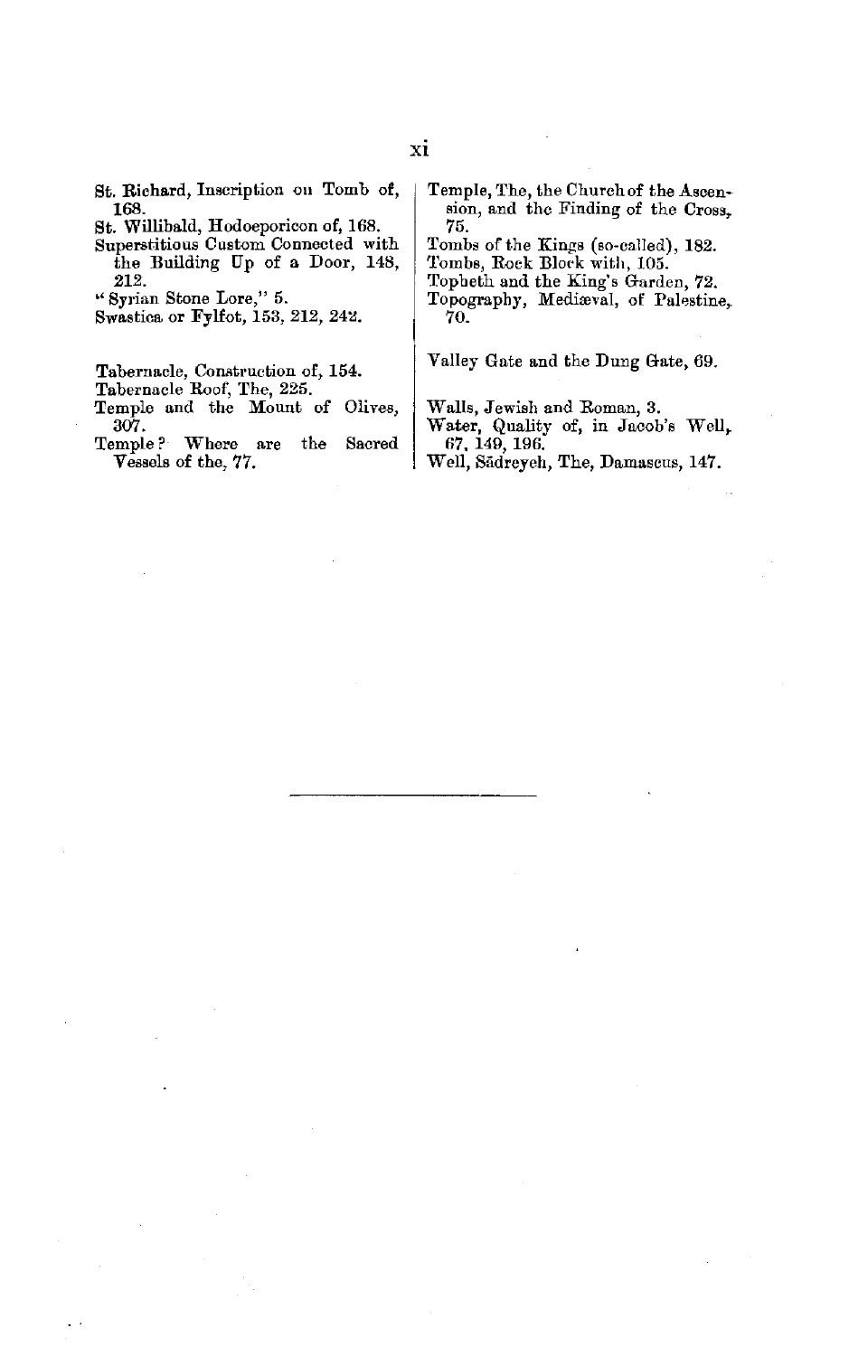St. Richard, Inscription on Tomb of, 168.
St. Willibald, Hodoeporicon of, 168.
Superstitious Custom Connected with the Building Up of a Door, 148, 212.
"Syrian Stone Lore," 5.
Swastica or Fylfot, 153, 212, 242.

Tabernacle, Construction of, 154.
Tabernacle Roof, The, 225.
Temple and the Mount of Olives, 307.
Temple? Where are the Sacred Vessels of the, 77.
Temple, The, the Church of the Ascension, and the Finding of the Cross, 75.
Tombs of the Kings (so-called), 182.
Tombs, Rock Block with, 105.
Topheth and the King's Garden, 72.
Topography, Mediæval, of Palestine, 70.

Valley Gate and the Dung Gate, 69.

Walls, Jewish and Roman, 3.
Water, Quality of, in Jacob's Well, 67, 149, 196.
Well, Sădreyeh, The, Damascus, 147.